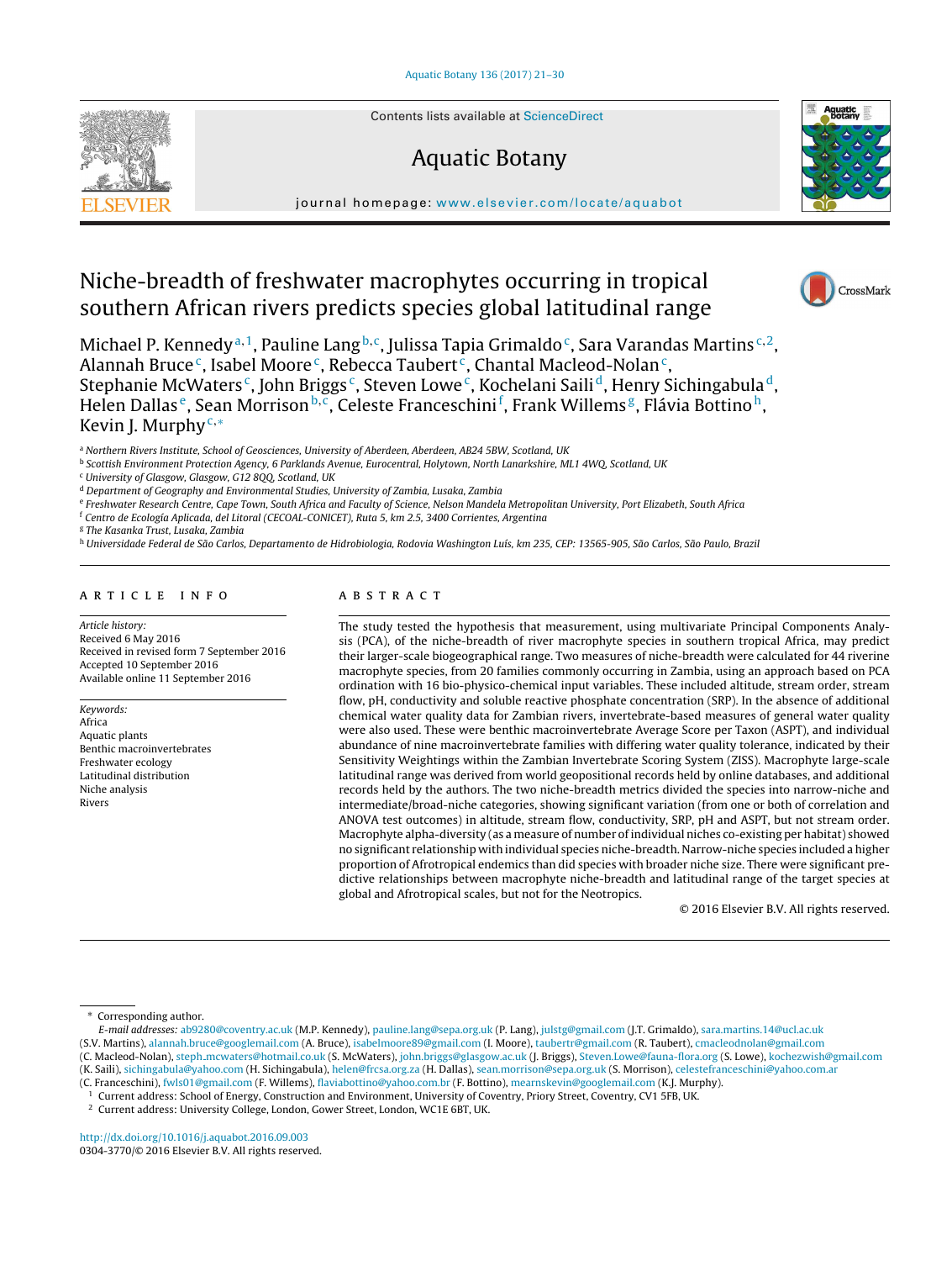Contents lists available at ScienceDirect

Aquatic Botany

journal homepage: www.elsevier.com/locate/aquabot

# Niche-breadth of freshwater macrophytes occurring in tropical southern African rivers predicts species global latitudinal range

Michael P. Kennedy[a,1], Pauline Lang[b,c], Julissa Tapia Grimaldo[c], Sara Varandas Martins[c,2], Alannah Bruce[c], Isabel Moore[c], Rebecca Taubert[c], Chantal Macleod-Nolan[c], Stephanie McWaters[c], John Briggs[c], Steven Lowe[c], Kochelani Saili[d], Henry Sichingabula[d], Helen Dallas[e], Sean Morrison[b,c], Celeste Franceschini[f], Frank Willems[g], Flávia Bottino[h], Kevin J. Murphy[c,*]

[a] Northern Rivers Institute, School of Geosciences, University of Aberdeen, Aberdeen, AB24 5BW, Scotland, UK
[b] Scottish Environment Protection Agency, 6 Parklands Avenue, Eurocentral, Holytown, North Lanarkshire, ML1 4WQ, Scotland, UK
[c] University of Glasgow, Glasgow, G12 8QQ, Scotland, UK
[d] Department of Geography and Environmental Studies, University of Zambia, Lusaka, Zambia
[e] Freshwater Research Centre, Cape Town, South Africa and Faculty of Science, Nelson Mandela Metropolitan University, Port Elizabeth, South Africa
[f] Centro de Ecología Aplicada, del Litoral (CECOAL-CONICET), Ruta 5, km 2.5, 3400 Corrientes, Argentina
[g] The Kasanka Trust, Lusaka, Zambia
[h] Universidade Federal de São Carlos, Departamento de Hidrobiologia, Rodovia Washington Luís, km 235, CEP: 13565-905, São Carlos, São Paulo, Brazil

## ARTICLE INFO

*Article history:*
Received 6 May 2016
Received in revised form 7 September 2016
Accepted 10 September 2016
Available online 11 September 2016

*Keywords:*
Africa
Aquatic plants
Benthic macroinvertebrates
Freshwater ecology
Latitudinal distribution
Niche analysis
Rivers

## ABSTRACT

The study tested the hypothesis that measurement, using multivariate Principal Components Analysis (PCA), of the niche-breadth of river macrophyte species in southern tropical Africa, may predict their larger-scale biogeographical range. Two measures of niche-breadth were calculated for 44 riverine macrophyte species, from 20 families commonly occurring in Zambia, using an approach based on PCA ordination with 16 bio-physico-chemical input variables. These included altitude, stream order, stream flow, pH, conductivity and soluble reactive phosphate concentration (SRP). In the absence of additional chemical water quality data for Zambian rivers, invertebrate-based measures of general water quality were also used. These were benthic macroinvertebrate Average Score per Taxon (ASPT), and individual abundance of nine macroinvertebrate families with differing water quality tolerance, indicated by their Sensitivity Weightings within the Zambian Invertebrate Scoring System (ZISS). Macrophyte large-scale latitudinal range was derived from world geopositional records held by online databases, and additional records held by the authors. The two niche-breadth metrics divided the species into narrow-niche and intermediate/broad-niche categories, showing significant variation (from one or both of correlation and ANOVA test outcomes) in altitude, stream flow, conductivity, SRP, pH and ASPT, but not stream order. Macrophyte alpha-diversity (as a measure of number of individual niches co-existing per habitat) showed no significant relationship with individual species niche-breadth. Narrow-niche species included a higher proportion of Afrotropical endemics than did species with broader niche size. There were significant predictive relationships between macrophyte niche-breadth and latitudinal range of the target species at global and Afrotropical scales, but not for the Neotropics.

© 2016 Elsevier B.V. All rights reserved.

---

* Corresponding author.
*E-mail addresses:* ab9280@coventry.ac.uk (M.P. Kennedy), pauline.lang@sepa.org.uk (P. Lang), julstg@gmail.com (J.T. Grimaldo), sara.martins.14@ucl.ac.uk (S.V. Martins), alannah.bruce@googlemail.com (A. Bruce), isabelmoore89@gmail.com (I. Moore), taubertr@gmail.com (R. Taubert), cmacleodnolan@gmail.com (C. Macleod-Nolan), steph_mcwaters@hotmail.co.uk (S. McWaters), john.briggs@glasgow.ac.uk (J. Briggs), Steven.Lowe@fauna-flora.org (S. Lowe), kochezwish@gmail.com (K. Saili), sichingabula@yahoo.com (H. Sichingabula), helen@frcsa.org.za (H. Dallas), sean.morrison@sepa.org.uk (S. Morrison), celestefranceschini@yahoo.com.ar (C. Franceschini), fwls01@gmail.com (F. Willems), flaviabottino@yahoo.com.br (F. Bottino), mearnskevin@googlemail.com (K.J. Murphy).
[1] Current address: School of Energy, Construction and Environment, University of Coventry, Priory Street, Coventry, CV1 5FB, UK.
[2] Current address: University College, London, Gower Street, London, WC1E 6BT, UK.

http://dx.doi.org/10.1016/j.aquabot.2016.09.003
0304-3770/© 2016 Elsevier B.V. All rights reserved.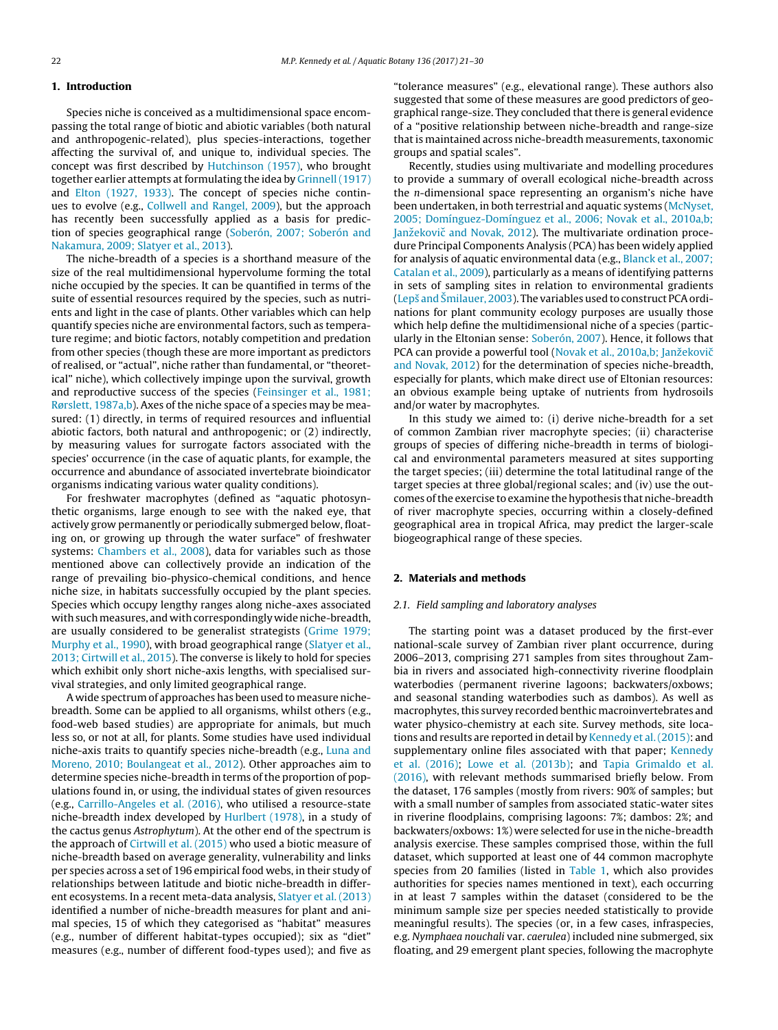## 1. Introduction

Species niche is conceived as a multidimensional space encompassing the total range of biotic and abiotic variables (both natural and anthropogenic-related), plus species-interactions, together affecting the survival of, and unique to, individual species. The concept was first described by Hutchinson (1957), who brought together earlier attempts at formulating the idea by Grinnell (1917) and Elton (1927, 1933). The concept of species niche continues to evolve (e.g., Collwell and Rangel, 2009), but the approach has recently been successfully applied as a basis for prediction of species geographical range (Soberón, 2007; Soberón and Nakamura, 2009; Slatyer et al., 2013).

The niche-breadth of a species is a shorthand measure of the size of the real multidimensional hypervolume forming the total niche occupied by the species. It can be quantified in terms of the suite of essential resources required by the species, such as nutrients and light in the case of plants. Other variables which can help quantify species niche are environmental factors, such as temperature regime; and biotic factors, notably competition and predation from other species (though these are more important as predictors of realised, or "actual", niche rather than fundamental, or "theoretical" niche), which collectively impinge upon the survival, growth and reproductive success of the species (Feinsinger et al., 1981; Rørslett, 1987a,b). Axes of the niche space of a species may be measured: (1) directly, in terms of required resources and influential abiotic factors, both natural and anthropogenic; or (2) indirectly, by measuring values for surrogate factors associated with the species' occurrence (in the case of aquatic plants, for example, the occurrence and abundance of associated invertebrate bioindicator organisms indicating various water quality conditions).

For freshwater macrophytes (defined as "aquatic photosynthetic organisms, large enough to see with the naked eye, that actively grow permanently or periodically submerged below, floating on, or growing up through the water surface" of freshwater systems: Chambers et al., 2008), data for variables such as those mentioned above can collectively provide an indication of the range of prevailing bio-physico-chemical conditions, and hence niche size, in habitats successfully occupied by the plant species. Species which occupy lengthy ranges along niche-axes associated with such measures, and with correspondingly wide niche-breadth, are usually considered to be generalist strategists (Grime 1979; Murphy et al., 1990), with broad geographical range (Slatyer et al., 2013; Cirtwill et al., 2015). The converse is likely to hold for species which exhibit only short niche-axis lengths, with specialised survival strategies, and only limited geographical range.

A wide spectrum of approaches has been used to measure niche-breadth. Some can be applied to all organisms, whilst others (e.g., food-web based studies) are appropriate for animals, but much less so, or not at all, for plants. Some studies have used individual niche-axis traits to quantify species niche-breadth (e.g., Luna and Moreno, 2010; Boulangeat et al., 2012). Other approaches aim to determine species niche-breadth in terms of the proportion of populations found in, or using, the individual states of given resources (e.g., Carrillo-Angeles et al. (2016), who utilised a resource-state niche-breadth index developed by Hurlbert (1978), in a study of the cactus genus *Astrophytum*). At the other end of the spectrum is the approach of Cirtwill et al. (2015) who used a biotic measure of niche-breadth based on average generality, vulnerability and links per species across a set of 196 empirical food webs, in their study of relationships between latitude and biotic niche-breadth in different ecosystems. In a recent meta-data analysis, Slatyer et al. (2013) identified a number of niche-breadth measures for plant and animal species, 15 of which they categorised as "habitat" measures (e.g., number of different habitat-types occupied); six as "diet" measures (e.g., number of different food-types used); and five as "tolerance measures" (e.g., elevational range). These authors also suggested that some of these measures are good predictors of geographical range-size. They concluded that there is general evidence of a "positive relationship between niche-breadth and range-size that is maintained across niche-breadth measurements, taxonomic groups and spatial scales".

Recently, studies using multivariate and modelling procedures to provide a summary of overall ecological niche-breadth across the *n*-dimensional space representing an organism's niche have been undertaken, in both terrestrial and aquatic systems (McNyset, 2005; Domínguez-Domínguez et al., 2006; Novak et al., 2010a,b; Janžekovič and Novak, 2012). The multivariate ordination procedure Principal Components Analysis (PCA) has been widely applied for analysis of aquatic environmental data (e.g., Blanck et al., 2007; Catalan et al., 2009), particularly as a means of identifying patterns in sets of sampling sites in relation to environmental gradients (Lepš and Šmilauer, 2003). The variables used to construct PCA ordinations for plant community ecology purposes are usually those which help define the multidimensional niche of a species (particularly in the Eltonian sense: Soberón, 2007). Hence, it follows that PCA can provide a powerful tool (Novak et al., 2010a,b; Janžekovič and Novak, 2012) for the determination of species niche-breadth, especially for plants, which make direct use of Eltonian resources: an obvious example being uptake of nutrients from hydrosoils and/or water by macrophytes.

In this study we aimed to: (i) derive niche-breadth for a set of common Zambian river macrophyte species; (ii) characterise groups of species of differing niche-breadth in terms of biological and environmental parameters measured at sites supporting the target species; (iii) determine the total latitudinal range of the target species at three global/regional scales; and (iv) use the outcomes of the exercise to examine the hypothesis that niche-breadth of river macrophyte species, occurring within a closely-defined geographical area in tropical Africa, may predict the larger-scale biogeographical range of these species.

## 2. Materials and methods

### 2.1. Field sampling and laboratory analyses

The starting point was a dataset produced by the first-ever national-scale survey of Zambian river plant occurrence, during 2006–2013, comprising 271 samples from sites throughout Zambia in rivers and associated high-connectivity riverine floodplain waterbodies (permanent riverine lagoons; backwaters/oxbows; and seasonal standing waterbodies such as dambos). As well as macrophytes, this survey recorded benthic macroinvertebrates and water physico-chemistry at each site. Survey methods, site locations and results are reported in detail by Kennedy et al. (2015): and supplementary online files associated with that paper; Kennedy et al. (2016); Lowe et al. (2013b); and Tapia Grimaldo et al. (2016), with relevant methods summarised briefly below. From the dataset, 176 samples (mostly from rivers: 90% of samples; but with a small number of samples from associated static-water sites in riverine floodplains, comprising lagoons: 7%; dambos: 2%; and backwaters/oxbows: 1%) were selected for use in the niche-breadth analysis exercise. These samples comprised those, within the full dataset, which supported at least one of 44 common macrophyte species from 20 families (listed in Table 1, which also provides authorities for species names mentioned in text), each occurring in at least 7 samples within the dataset (considered to be the minimum sample size per species needed statistically to provide meaningful results). The species (or, in a few cases, infraspecies, e.g. *Nymphaea nouchali* var. *caerulea*) included nine submerged, six floating, and 29 emergent plant species, following the macrophyte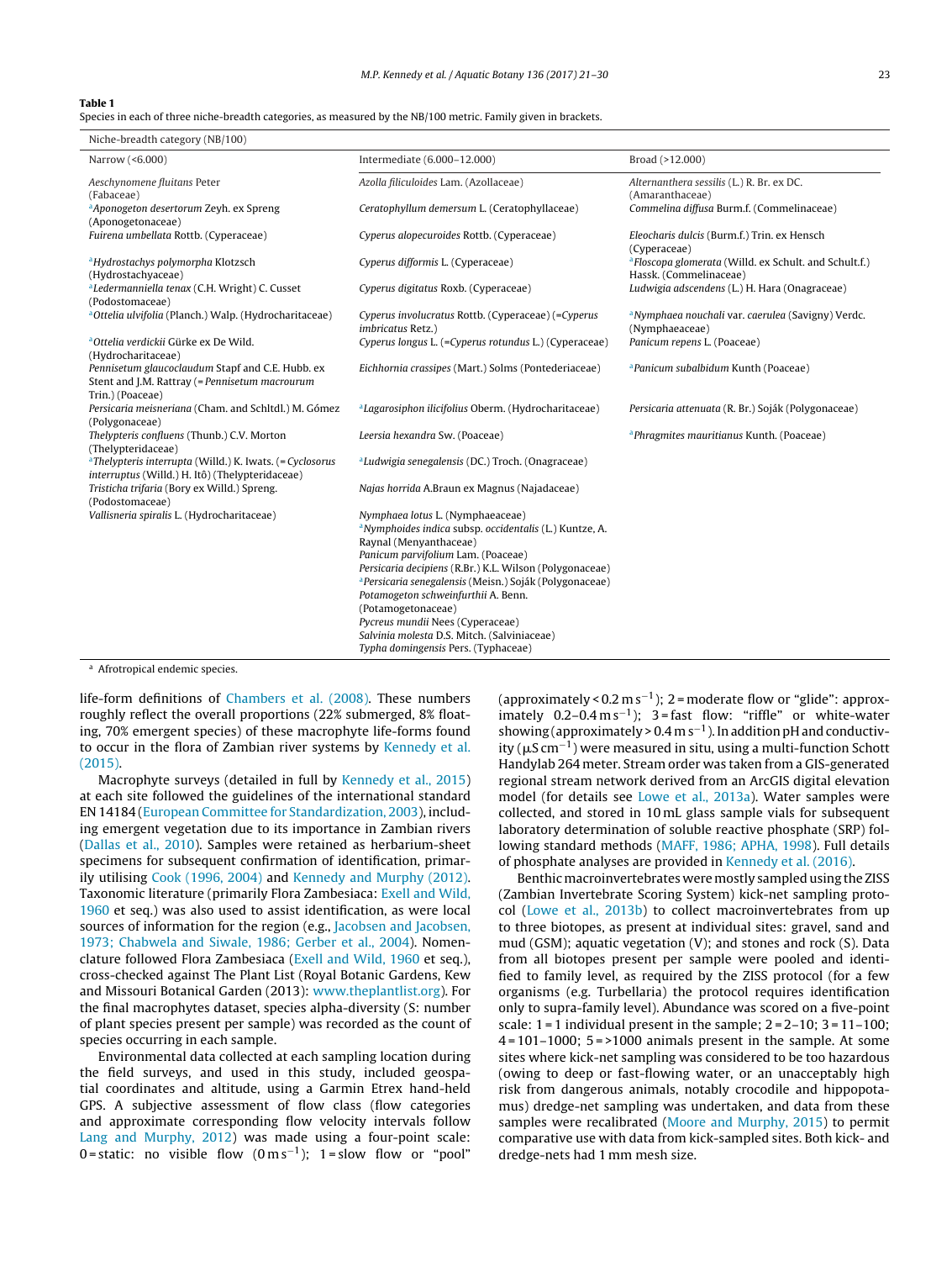**Table 1**
Species in each of three niche-breadth categories, as measured by the NB/100 metric. Family given in brackets.

| Niche-breadth category (NB/100) | | |
|---|---|---|
| Narrow (<6.000) | Intermediate (6.000–12.000) | Broad (>12.000) |
| *Aeschynomene fluitans* Peter (Fabaceae) | *Azolla filiculoides* Lam. (Azollaceae) | *Alternanthera sessilis* (L.) R. Br. ex DC. (Amaranthaceae) |
| [a]*Aponogeton desertorum* Zeyh. ex Spreng (Aponogetonaceae) | *Ceratophyllum demersum* L. (Ceratophyllaceae) | *Commelina diffusa* Burm.f. (Commelinaceae) |
| *Fuirena umbellata* Rottb. (Cyperaceae) | *Cyperus alopecuroides* Rottb. (Cyperaceae) | *Eleocharis dulcis* (Burm.f.) Trin. ex Hensch (Cyperaceae) |
| [a]*Hydrostachys polymorpha* Klotzsch (Hydrostachyaceae) | *Cyperus difformis* L. (Cyperaceae) | [a]*Floscopa glomerata* (Willd. ex Schult. and Schult.f.) Hassk. (Commelinaceae) |
| [a]*Ledermanniella tenax* (C.H. Wright) C. Cusset (Podostomaceae) | *Cyperus digitatus* Roxb. (Cyperaceae) | *Ludwigia adscendens* (L.) H. Hara (Onagraceae) |
| [a]*Ottelia ulvifolia* (Planch.) Walp. (Hydrocharitaceae) | *Cyperus involucratus* Rottb. (Cyperaceae) (=*Cyperus imbricatus* Retz.) | [a]*Nymphaea nouchali* var. *caerulea* (Savigny) Verdc. (Nymphaeaceae) |
| [a]*Ottelia verdickii* Gürke ex De Wild. (Hydrocharitaceae) | *Cyperus longus* L. (=*Cyperus rotundus* L.) (Cyperaceae) | *Panicum repens* L. (Poaceae) |
| *Pennisetum glaucocladum* Stapf and C.E. Hubb. ex Stent and J.M. Rattray (=*Pennisetum macrourum* Trin.) (Poaceae) | *Eichhornia crassipes* (Mart.) Solms (Pontederiaceae) | [a]*Panicum subalbidum* Kunth (Poaceae) |
| *Persicaria meisneriana* (Cham. and Schltdl.) M. Gómez (Polygonaceae) | [a]*Lagarosiphon ilicifolius* Oberm. (Hydrocharitaceae) | *Persicaria attenuata* (R. Br.) Soják (Polygonaceae) |
| *Thelypteris confluens* (Thunb.) C.V. Morton (Thelypteridaceae) | *Leersia hexandra* Sw. (Poaceae) | [a]*Phragmites mauritianus* Kunth. (Poaceae) |
| [a]*Thelypteris interrupta* (Willd.) K. Iwats. (=*Cyclosorus interruptus* (Willd.) H. Itô) (Thelypteridaceae) | [a]*Ludwigia senegalensis* (DC.) Troch. (Onagraceae) | |
| *Tristicha trifaria* (Bory ex Willd.) Spreng. (Podostomaceae) | *Najas horrida* A.Braun ex Magnus (Najadaceae) | |
| *Vallisneria spiralis* L. (Hydrocharitaceae) | *Nymphaea lotus* L. (Nymphaeaceae) | |
| | [a]*Nymphoides indica* subsp. *occidentalis* (L.) Kuntze, A. Raynal (Menyanthaceae) | |
| | *Panicum parvifolium* Lam. (Poaceae) | |
| | *Persicaria decipiens* (R.Br.) K.L. Wilson (Polygonaceae) | |
| | [a]*Persicaria senegalensis* (Meisn.) Soják (Polygonaceae) | |
| | *Potamogeton schweinfurthii* A. Benn. (Potamogetonaceae) | |
| | *Pycreus mundii* Nees (Cyperaceae) | |
| | *Salvinia molesta* D.S. Mitch. (Salviniaceae) | |
| | *Typha domingensis* Pers. (Typhaceae) | |

[a] Afrotropical endemic species.

life-form definitions of Chambers et al. (2008). These numbers roughly reflect the overall proportions (22% submerged, 8% floating, 70% emergent species) of these macrophyte life-forms found to occur in the flora of Zambian river systems by Kennedy et al. (2015).

Macrophyte surveys (detailed in full by Kennedy et al., 2015) at each site followed the guidelines of the international standard EN 14184 (European Committee for Standardization, 2003), including emergent vegetation due to its importance in Zambian rivers (Dallas et al., 2010). Samples were retained as herbarium-sheet specimens for subsequent confirmation of identification, primarily utilising Cook (1996, 2004) and Kennedy and Murphy (2012). Taxonomic literature (primarily Flora Zambesiaca: Exell and Wild, 1960 et seq.) was also used to assist identification, as were local sources of information for the region (e.g., Jacobsen and Jacobsen, 1973; Chabwela and Siwale, 1986; Gerber et al., 2004). Nomenclature followed Flora Zambesiaca (Exell and Wild, 1960 et seq.), cross-checked against The Plant List (Royal Botanic Gardens, Kew and Missouri Botanical Garden (2013): www.theplantlist.org). For the final macrophytes dataset, species alpha-diversity (S: number of plant species present per sample) was recorded as the count of species occurring in each sample.

Environmental data collected at each sampling location during the field surveys, and used in this study, included geospatial coordinates and altitude, using a Garmin Etrex hand-held GPS. A subjective assessment of flow class (flow categories and approximate corresponding flow velocity intervals follow Lang and Murphy, 2012) was made using a four-point scale: 0 = static: no visible flow ($0\,\mathrm{m\,s^{-1}}$); 1 = slow flow or "pool" (approximately $< 0.2\,\mathrm{m\,s^{-1}}$); 2 = moderate flow or "glide": approximately $0.2$–$0.4\,\mathrm{m\,s^{-1}}$); 3 = fast flow: "riffle" or white-water showing (approximately $> 0.4\,\mathrm{m\,s^{-1}}$). In addition pH and conductivity ($\mu\mathrm{S\,cm^{-1}}$) were measured in situ, using a multi-function Schott Handylab 264 meter. Stream order was taken from a GIS-generated regional stream network derived from an ArcGIS digital elevation model (for details see Lowe et al., 2013a). Water samples were collected, and stored in 10 mL glass sample vials for subsequent laboratory determination of soluble reactive phosphate (SRP) following standard methods (MAFF, 1986; APHA, 1998). Full details of phosphate analyses are provided in Kennedy et al. (2016).

Benthic macroinvertebrates were mostly sampled using the ZISS (Zambian Invertebrate Scoring System) kick-net sampling protocol (Lowe et al., 2013b) to collect macroinvertebrates from up to three biotopes, as present at individual sites: gravel, sand and mud (GSM); aquatic vegetation (V); and stones and rock (S). Data from all biotopes present per sample were pooled and identified to family level, as required by the ZISS protocol (for a few organisms (e.g. Turbellaria) the protocol requires identification only to supra-family level). Abundance was scored on a five-point scale: 1 = 1 individual present in the sample; 2 = 2–10; 3 = 11–100; 4 = 101–1000; 5 = >1000 animals present in the sample. At some sites where kick-net sampling was considered to be too hazardous (owing to deep or fast-flowing water, or an unacceptably high risk from dangerous animals, notably crocodile and hippopotamus) dredge-net sampling was undertaken, and data from these samples were recalibrated (Moore and Murphy, 2015) to permit comparative use with data from kick-sampled sites. Both kick- and dredge-nets had 1 mm mesh size.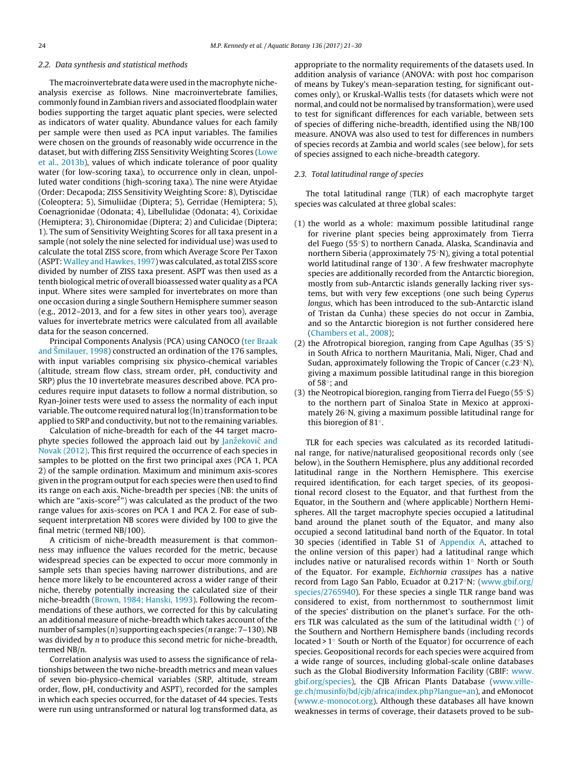### 2.2. Data synthesis and statistical methods

The macroinvertebrate data were used in the macrophyte niche-analysis exercise as follows. Nine macroinvertebrate families, commonly found in Zambian rivers and associated floodplain water bodies supporting the target aquatic plant species, were selected as indicators of water quality. Abundance values for each family per sample were then used as PCA input variables. The families were chosen on the grounds of reasonably wide occurrence in the dataset, but with differing ZISS Sensitivity Weighting Scores (Lowe et al., 2013b), values of which indicate tolerance of poor quality water (for low-scoring taxa), to occurrence only in clean, unpolluted water conditions (high-scoring taxa). The nine were Atyidae (Order: Decapoda; ZISS Sensitivity Weighting Score: 8), Dytiscidae (Coleoptera; 5), Simuliidae (Diptera; 5), Gerridae (Hemiptera; 5), Coenagrionidae (Odonata; 4), Libellulidae (Odonata; 4), Corixidae (Hemiptera; 3), Chironomidae (Diptera; 2) and Culicidae (Diptera; 1). The sum of Sensitivity Weighting Scores for all taxa present in a sample (not solely the nine selected for individual use) was used to calculate the total ZISS score, from which Average Score Per Taxon (ASPT: Walley and Hawkes, 1997) was calculated, as total ZISS score divided by number of ZISS taxa present. ASPT was then used as a tenth biological metric of overall bioassessed water quality as a PCA input. Where sites were sampled for invertebrates on more than one occasion during a single Southern Hemisphere summer season (e.g., 2012–2013, and for a few sites in other years too), average values for invertebrate metrics were calculated from all available data for the season concerned.

Principal Components Analysis (PCA) using CANOCO (ter Braak and Šmilauer, 1998) constructed an ordination of the 176 samples, with input variables comprising six physico-chemical variables (altitude, stream flow class, stream order, pH, conductivity and SRP) plus the 10 invertebrate measures described above. PCA procedures require input datasets to follow a normal distribution, so Ryan-Joiner tests were used to assess the normality of each input variable. The outcome required natural log (ln) transformation to be applied to SRP and conductivity, but not to the remaining variables.

Calculation of niche-breadth for each of the 44 target macrophyte species followed the approach laid out by Janžekovič and Novak (2012). This first required the occurrence of each species in samples to be plotted on the first two principal axes (PCA 1, PCA 2) of the sample ordination. Maximum and minimum axis-scores given in the program output for each species were then used to find its range on each axis. Niche-breadth per species (NB: the units of which are "axis-score$^2$") was calculated as the product of the two range values for axis-scores on PCA 1 and PCA 2. For ease of subsequent interpretation NB scores were divided by 100 to give the final metric (termed NB/100).

A criticism of niche-breadth measurement is that commonness may influence the values recorded for the metric, because widespread species can be expected to occur more commonly in sample sets than species having narrower distributions, and are hence more likely to be encountered across a wider range of their niche, thereby potentially increasing the calculated size of their niche-breadth (Brown, 1984; Hanski, 1993). Following the recommendations of these authors, we corrected for this by calculating an additional measure of niche-breadth which takes account of the number of samples ($n$) supporting each species ($n$ range: 7–130). NB was divided by $n$ to produce this second metric for niche-breadth, termed NB/n.

Correlation analysis was used to assess the significance of relationships between the two niche-breadth metrics and mean values of seven bio-physico-chemical variables (SRP, altitude, stream order, flow, pH, conductivity and ASPT), recorded for the samples in which each species occurred, for the dataset of 44 species. Tests were run using untransformed or natural log transformed data, as appropriate to the normality requirements of the datasets used. In addition analysis of variance (ANOVA: with post hoc comparison of means by Tukey's mean-separation testing, for significant outcomes only), or Kruskal-Wallis tests (for datasets which were not normal, and could not be normalised by transformation), were used to test for significant differences for each variable, between sets of species of differing niche-breadth, identified using the NB/100 measure. ANOVA was also used to test for differences in numbers of species records at Zambia and world scales (see below), for sets of species assigned to each niche-breadth category.

### 2.3. Total latitudinal range of species

The total latitudinal range (TLR) of each macrophyte target species was calculated at three global scales:

(1) the world as a whole: maximum possible latitudinal range for riverine plant species being approximately from Tierra del Fuego (55°S) to northern Canada, Alaska, Scandinavia and northern Siberia (approximately 75°N), giving a total potential world latitudinal range of 130°. A few freshwater macrophyte species are additionally recorded from the Antarctic bioregion, mostly from sub-Antarctic islands generally lacking river systems, but with very few exceptions (one such being *Cyperus longus*, which has been introduced to the sub-Antarctic island of Tristan da Cunha) these species do not occur in Zambia, and so the Antarctic bioregion is not further considered here (Chambers et al., 2008);
(2) the Afrotropical bioregion, ranging from Cape Agulhas (35°S) in South Africa to northern Mauritania, Mali, Niger, Chad and Sudan, approximately following the Tropic of Cancer (c.23°N), giving a maximum possible latitudinal range in this bioregion of 58°; and
(3) the Neotropical bioregion, ranging from Tierra del Fuego (55°S) to the northern part of Sinaloa State in Mexico at approximately 26°N, giving a maximum possible latitudinal range for this bioregion of 81°.

TLR for each species was calculated as its recorded latitudinal range, for native/naturalised geopositional records only (see below), in the Southern Hemisphere, plus any additional recorded latitudinal range in the Northern Hemisphere. This exercise required identification, for each target species, of its geopositional record closest to the Equator, and that furthest from the Equator, in the Southern and (where applicable) Northern Hemispheres. All the target macrophyte species occupied a latitudinal band around the planet south of the Equator, and many also occupied a second latitudinal band north of the Equator. In total 30 species (identified in Table S1 of Appendix A, attached to the online version of this paper) had a latitudinal range which includes native or naturalised records within 1° North or South of the Equator. For example, *Eichhornia crassipes* has a native record from Lago San Pablo, Ecuador at 0.217°N: (www.gbif.org/species/2765940). For these species a single TLR range band was considered to exist, from northernmost to southernmost limit of the species' distribution on the planet's surface. For the others TLR was calculated as the sum of the latitudinal width (°) of the Southern and Northern Hemisphere bands (including records located > 1° South or North of the Equator) for occurrence of each species. Geopositional records for each species were acquired from a wide range of sources, including global-scale online databases such as the Global Biodiversity Information Facility (GBIF: www.gbif.org/species), the CJB African Plants Database (www.ville-ge.ch/musinfo/bd/cjb/africa/index.php?langue=an), and eMonocot (www.e-monocot.org). Although these databases all have known weaknesses in terms of coverage, their datasets proved to be sub-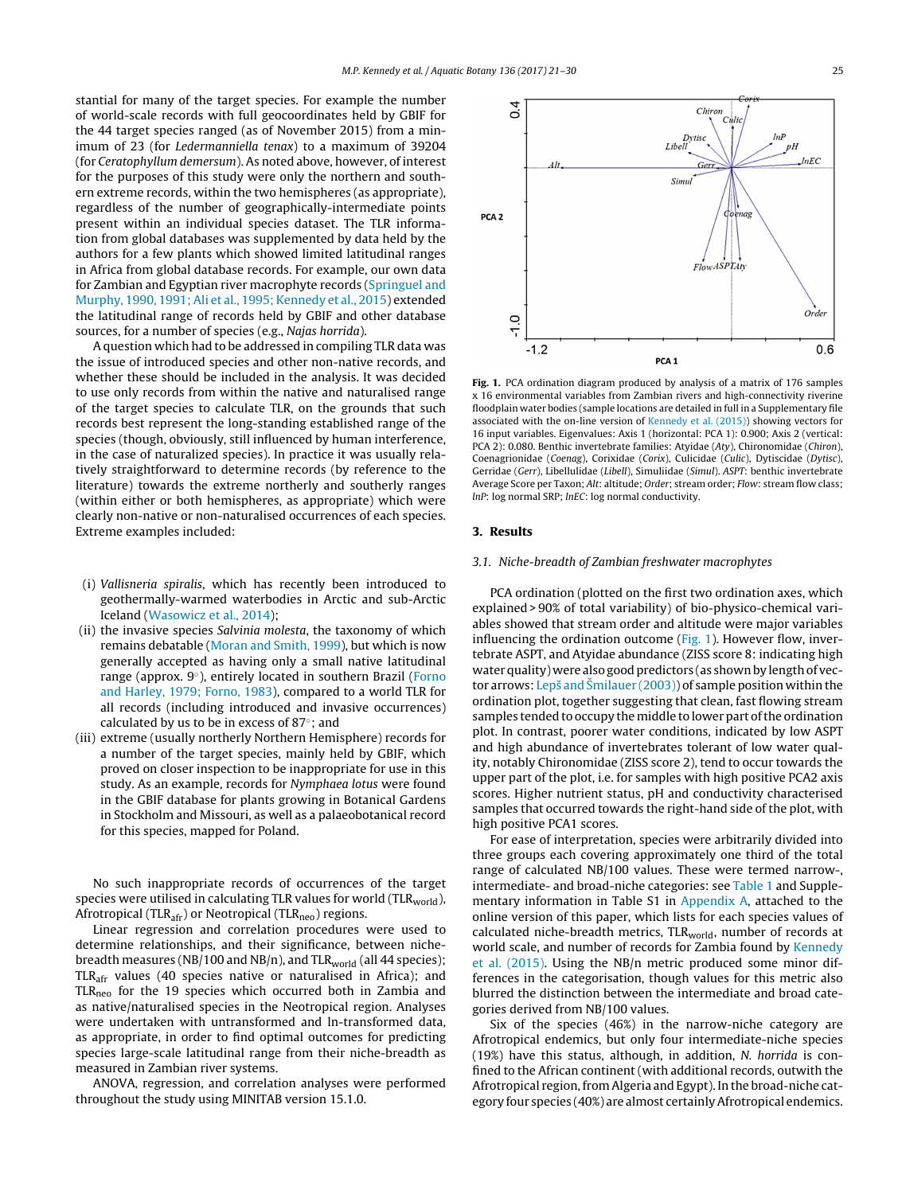stantial for many of the target species. For example the number of world-scale records with full geocoordinates held by GBIF for the 44 target species ranged (as of November 2015) from a minimum of 23 (for *Ledermanniella tenax*) to a maximum of 39204 (for *Ceratophyllum demersum*). As noted above, however, of interest for the purposes of this study were only the northern and southern extreme records, within the two hemispheres (as appropriate), regardless of the number of geographically-intermediate points present within an individual species dataset. The TLR information from global databases was supplemented by data held by the authors for a few plants which showed limited latitudinal ranges in Africa from global database records. For example, our own data for Zambian and Egyptian river macrophyte records (Springuel and Murphy, 1990, 1991; Ali et al., 1995; Kennedy et al., 2015) extended the latitudinal range of records held by GBIF and other database sources, for a number of species (e.g., *Najas horrida*).

A question which had to be addressed in compiling TLR data was the issue of introduced species and other non-native records, and whether these should be included in the analysis. It was decided to use only records from within the native and naturalised range of the target species to calculate TLR, on the grounds that such records best represent the long-standing established range of the species (though, obviously, still influenced by human interference, in the case of naturalized species). In practice it was usually relatively straightforward to determine records (by reference to the literature) towards the extreme northerly and southerly ranges (within either or both hemispheres, as appropriate) which were clearly non-native or non-naturalised occurrences of each species. Extreme examples included:

(i) *Vallisneria spiralis*, which has recently been introduced to geothermally-warmed waterbodies in Arctic and sub-Arctic Iceland (Wasowicz et al., 2014);
(ii) the invasive species *Salvinia molesta*, the taxonomy of which remains debatable (Moran and Smith, 1999), but which is now generally accepted as having only a small native latitudinal range (approx. 9°), entirely located in southern Brazil (Forno and Harley, 1979; Forno, 1983), compared to a world TLR for all records (including introduced and invasive occurrences) calculated by us to be in excess of 87°; and
(iii) extreme (usually northerly Northern Hemisphere) records for a number of the target species, mainly held by GBIF, which proved on closer inspection to be inappropriate for use in this study. As an example, records for *Nymphaea lotus* were found in the GBIF database for plants growing in Botanical Gardens in Stockholm and Missouri, as well as a palaeobotanical record for this species, mapped for Poland.

No such inappropriate records of occurrences of the target species were utilised in calculating TLR values for world ($TLR_{world}$), Afrotropical ($TLR_{afr}$) or Neotropical ($TLR_{neo}$) regions.

Linear regression and correlation procedures were used to determine relationships, and their significance, between niche-breadth measures (NB/100 and NB/n), and $TLR_{world}$ (all 44 species); $TLR_{afr}$ values (40 species native or naturalised in Africa); and $TLR_{neo}$ for the 19 species which occurred both in Zambia and as native/naturalised species in the Neotropical region. Analyses were undertaken with untransformed and ln-transformed data, as appropriate, in order to find optimal outcomes for predicting species large-scale latitudinal range from their niche-breadth as measured in Zambian river systems.

ANOVA, regression, and correlation analyses were performed throughout the study using MINITAB version 15.1.0.

**Fig. 1.** PCA ordination diagram produced by analysis of a matrix of 176 samples x 16 environmental variables from Zambian rivers and high-connectivity riverine floodplain water bodies (sample locations are detailed in full in a Supplementary file associated with the on-line version of Kennedy et al. (2015)) showing vectors for 16 input variables. Eigenvalues: Axis 1 (horizontal: PCA 1): 0.900; Axis 2 (vertical: PCA 2): 0.080. Benthic invertebrate families: Atyidae (*Aty*), Chironomidae (*Chiron*), Coenagrionidae (*Coenag*), Corixidae (*Corix*), Culicidae (*Culic*), Dytiscidae (*Dytisc*), Gerridae (*Gerr*), Libellulidae (*Libell*), Simuliidae (*Simul*). *ASPT*: benthic invertebrate Average Score per Taxon; *Alt*: altitude; *Order*; stream order; *Flow*: stream flow class; *lnP*: log normal SRP; *lnEC*: log normal conductivity.

## 3. Results

### 3.1. Niche-breadth of Zambian freshwater macrophytes

PCA ordination (plotted on the first two ordination axes, which explained > 90% of total variability) of bio-physico-chemical variables showed that stream order and altitude were major variables influencing the ordination outcome (Fig. 1). However flow, invertebrate ASPT, and Atyidae abundance (ZISS score 8: indicating high water quality) were also good predictors (as shown by length of vector arrows: Lepš and Šmilauer (2003)) of sample position within the ordination plot, together suggesting that clean, fast flowing stream samples tended to occupy the middle to lower part of the ordination plot. In contrast, poorer water conditions, indicated by low ASPT and high abundance of invertebrates tolerant of low water quality, notably Chironomidae (ZISS score 2), tend to occur towards the upper part of the plot, i.e. for samples with high positive PCA2 axis scores. Higher nutrient status, pH and conductivity characterised samples that occurred towards the right-hand side of the plot, with high positive PCA1 scores.

For ease of interpretation, species were arbitrarily divided into three groups each covering approximately one third of the total range of calculated NB/100 values. These were termed narrow-, intermediate- and broad-niche categories: see Table 1 and Supplementary information in Table S1 in Appendix A, attached to the online version of this paper, which lists for each species values of calculated niche-breadth metrics, $TLR_{world}$, number of records at world scale, and number of records for Zambia found by Kennedy et al. (2015). Using the NB/n metric produced some minor differences in the categorisation, though values for this metric also blurred the distinction between the intermediate and broad categories derived from NB/100 values.

Six of the species (46%) in the narrow-niche category are Afrotropical endemics, but only four intermediate-niche species (19%) have this status, although, in addition, *N. horrida* is confined to the African continent (with additional records, outwith the Afrotropical region, from Algeria and Egypt). In the broad-niche category four species (40%) are almost certainly Afrotropical endemics.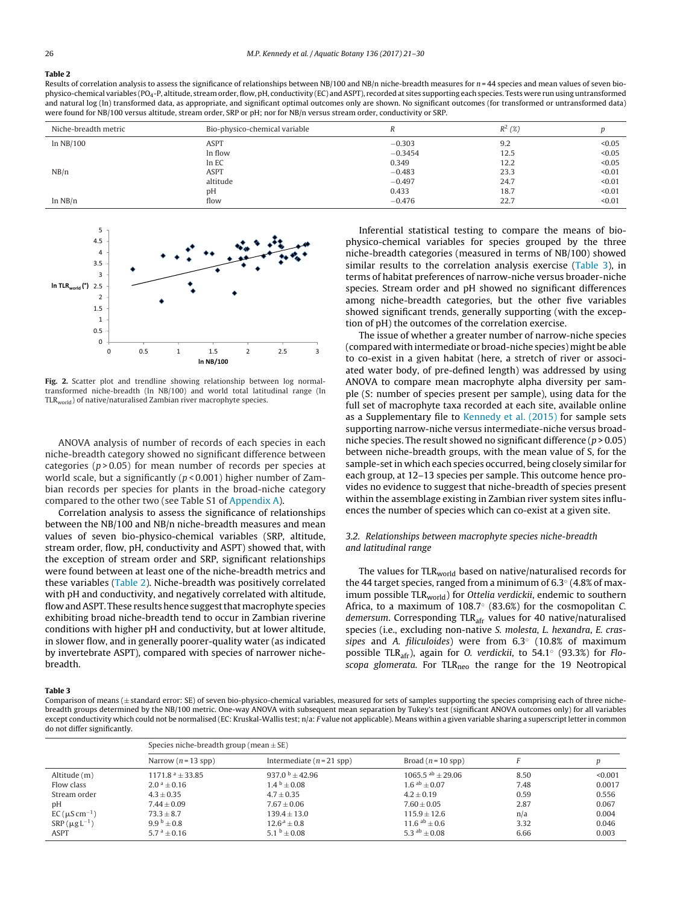**Table 2**

Results of correlation analysis to assess the significance of relationships between NB/100 and NB/n niche-breadth measures for $n = 44$ species and mean values of seven bio-physico-chemical variables ($PO_4$-P, altitude, stream order, flow, pH, conductivity (EC) and ASPT), recorded at sites supporting each species. Tests were run using untransformed and natural log (ln) transformed data, as appropriate, and significant optimal outcomes only are shown. No significant outcomes (for transformed or untransformed data) were found for NB/100 versus altitude, stream order, SRP or pH; nor for NB/n versus stream order, conductivity or SRP.

| Niche-breadth metric | Bio-physico-chemical variable | R | $R^2$ (%) | p |
|---|---|---|---|---|
| ln NB/100 | ASPT | −0.303 | 9.2 | <0.05 |
| | ln flow | −0.3454 | 12.5 | <0.05 |
| | ln EC | 0.349 | 12.2 | <0.05 |
| NB/n | ASPT | −0.483 | 23.3 | <0.01 |
| | altitude | −0.497 | 24.7 | <0.01 |
| | pH | 0.433 | 18.7 | <0.01 |
| ln NB/n | flow | −0.476 | 22.7 | <0.01 |

**Fig. 2.** Scatter plot and trendline showing relationship between log normal-transformed niche-breadth (ln NB/100) and world total latitudinal range (ln $TLR_{world}$) of native/naturalised Zambian river macrophyte species.

ANOVA analysis of number of records of each species in each niche-breadth category showed no significant difference between categories ($p > 0.05$) for mean number of records per species at world scale, but a significantly ($p < 0.001$) higher number of Zambian records per species for plants in the broad-niche category compared to the other two (see Table S1 of Appendix A).

Correlation analysis to assess the significance of relationships between the NB/100 and NB/n niche-breadth measures and mean values of seven bio-physico-chemical variables (SRP, altitude, stream order, flow, pH, conductivity and ASPT) showed that, with the exception of stream order and SRP, significant relationships were found between at least one of the niche-breadth metrics and these variables (Table 2). Niche-breadth was positively correlated with pH and conductivity, and negatively correlated with altitude, flow and ASPT. These results hence suggest that macrophyte species exhibiting broad niche-breadth tend to occur in Zambian riverine conditions with higher pH and conductivity, but at lower altitude, in slower flow, and in generally poorer-quality water (as indicated by invertebrate ASPT), compared with species of narrower niche-breadth.

Inferential statistical testing to compare the means of bio-physico-chemical variables for species grouped by the three niche-breadth categories (measured in terms of NB/100) showed similar results to the correlation analysis exercise (Table 3), in terms of habitat preferences of narrow-niche versus broader-niche species. Stream order and pH showed no significant differences among niche-breadth categories, but the other five variables showed significant trends, generally supporting (with the exception of pH) the outcomes of the correlation exercise.

The issue of whether a greater number of narrow-niche species (compared with intermediate or broad-niche species) might be able to co-exist in a given habitat (here, a stretch of river or associated water body, of pre-defined length) was addressed by using ANOVA to compare mean macrophyte alpha diversity per sample (S: number of species present per sample), using data for the full set of macrophyte taxa recorded at each site, available online as a Supplementary file to Kennedy et al. (2015) for sample sets supporting narrow-niche versus intermediate-niche versus broad-niche species. The result showed no significant difference ($p > 0.05$) between niche-breadth groups, with the mean value of S, for the sample-set in which each species occurred, being closely similar for each group, at 12–13 species per sample. This outcome hence provides no evidence to suggest that niche-breadth of species present within the assemblage existing in Zambian river system sites influences the number of species which can co-exist at a given site.

### 3.2. Relationships between macrophyte species niche-breadth and latitudinal range

The values for $TLR_{world}$ based on native/naturalised records for the 44 target species, ranged from a minimum of 6.3° (4.8% of maximum possible $TLR_{world}$) for *Ottelia verdickii*, endemic to southern Africa, to a maximum of 108.7° (83.6%) for the cosmopolitan *C. demersum*. Corresponding $TLR_{afr}$ values for 40 native/naturalised species (i.e., excluding non-native *S. molesta*, *L. hexandra*, *E. crassipes* and *A. filiculoides*) were from 6.3° (10.8% of maximum possible $TLR_{afr}$), again for *O. verdickii*, to 54.1° (93.3%) for *Floscopa glomerata*. For $TLR_{neo}$ the range for the 19 Neotropical

**Table 3**

Comparison of means (± standard error: SE) of seven bio-physico-chemical variables, measured for sets of samples supporting the species comprising each of three niche-breadth groups determined by the NB/100 metric. One-way ANOVA with subsequent mean separation by Tukey's test (significant ANOVA outcomes only) for all variables except conductivity which could not be normalised (EC: Kruskal-Wallis test; n/a: F value not applicable). Means within a given variable sharing a superscript letter in common do not differ significantly.

| | Species niche-breadth group (mean ± SE) | | | | |
|---|---|---|---|---|---|
| | Narrow (n = 13 spp) | Intermediate (n = 21 spp) | Broad (n = 10 spp) | F | p |
| Altitude (m) | $1171.8^{a} \pm 33.85$ | $937.0^{b} \pm 42.96$ | $1065.5^{ab} \pm 29.06$ | 8.50 | <0.001 |
| Flow class | $2.0^{a} \pm 0.16$ | $1.4^{b} \pm 0.08$ | $1.6^{ab} \pm 0.07$ | 7.48 | 0.0017 |
| Stream order | 4.3 ± 0.35 | 4.7 ± 0.35 | 4.2 ± 0.19 | 0.59 | 0.556 |
| pH | 7.44 ± 0.09 | 7.67 ± 0.06 | 7.60 ± 0.05 | 2.87 | 0.067 |
| EC ($\mu S\,cm^{-1}$) | 73.3 ± 8.7 | 139.4 ± 13.0 | 115.9 ± 12.6 | n/a | 0.004 |
| SRP ($\mu g\,L^{-1}$) | $9.9^{b} \pm 0.8$ | $12.6^{a} \pm 0.8$ | $11.6^{ab} \pm 0.6$ | 3.32 | 0.046 |
| ASPT | $5.7^{a} \pm 0.16$ | $5.1^{b} \pm 0.08$ | $5.3^{ab} \pm 0.08$ | 6.66 | 0.003 |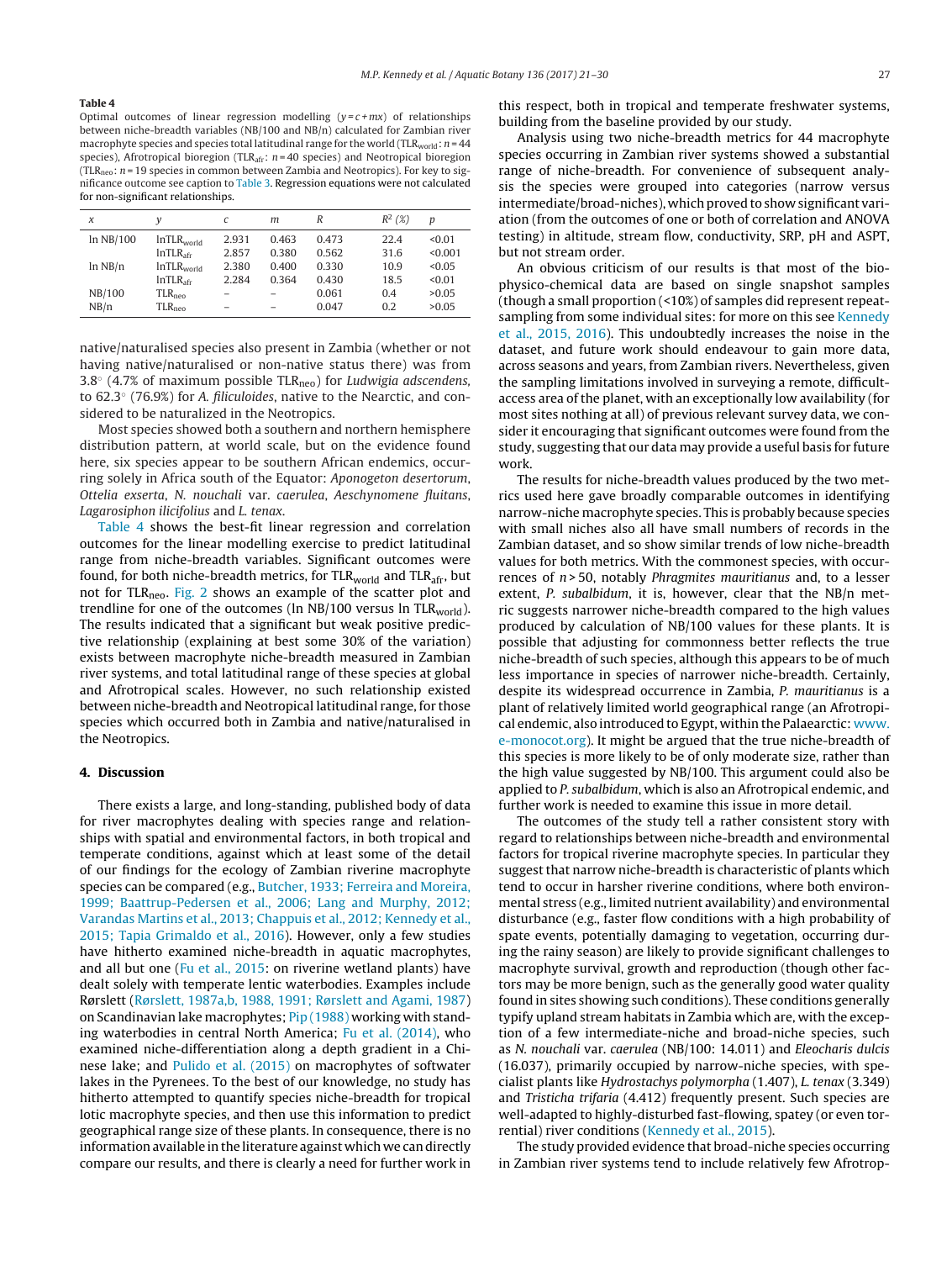**Table 4**

Optimal outcomes of linear regression modelling ($y = c + mx$) of relationships between niche-breadth variables (NB/100 and NB/n) calculated for Zambian river macrophyte species and species total latitudinal range for the world ($TLR_{world}$: $n = 44$ species), Afrotropical bioregion ($TLR_{afr}$: $n = 40$ species) and Neotropical bioregion ($TLR_{neo}$: $n = 19$ species in common between Zambia and Neotropics). For key to significance outcome see caption to Table 3. Regression equations were not calculated for non-significant relationships.

| x | y | c | m | R | $R^2$ (%) | p |
|---|---|---|---|---|---|---|
| ln NB/100 | $lnTLR_{world}$ | 2.931 | 0.463 | 0.473 | 22.4 | <0.01 |
| | $lnTLR_{afr}$ | 2.857 | 0.380 | 0.562 | 31.6 | <0.001 |
| ln NB/n | $lnTLR_{world}$ | 2.380 | 0.400 | 0.330 | 10.9 | <0.05 |
| | $lnTLR_{afr}$ | 2.284 | 0.364 | 0.430 | 18.5 | <0.01 |
| NB/100 | $TLR_{neo}$ | – | – | 0.061 | 0.4 | >0.05 |
| NB/n | $TLR_{neo}$ | – | – | 0.047 | 0.2 | >0.05 |

native/naturalised species also present in Zambia (whether or not having native/naturalised or non-native status there) was from 3.8° (4.7% of maximum possible $TLR_{neo}$) for *Ludwigia adscendens,* to 62.3° (76.9%) for *A. filiculoides*, native to the Nearctic, and considered to be naturalized in the Neotropics.

Most species showed both a southern and northern hemisphere distribution pattern, at world scale, but on the evidence found here, six species appear to be southern African endemics, occurring solely in Africa south of the Equator: *Aponogeton desertorum*, *Ottelia exserta*, *N. nouchali* var. *caerulea*, *Aeschynomene fluitans*, *Lagarosiphon ilicifolius* and *L. tenax*.

Table 4 shows the best-fit linear regression and correlation outcomes for the linear modelling exercise to predict latitudinal range from niche-breadth variables. Significant outcomes were found, for both niche-breadth metrics, for $TLR_{world}$ and $TLR_{afr}$, but not for $TLR_{neo}$. Fig. 2 shows an example of the scatter plot and trendline for one of the outcomes (ln NB/100 versus ln $TLR_{world}$). The results indicated that a significant but weak positive predictive relationship (explaining at best some 30% of the variation) exists between macrophyte niche-breadth measured in Zambian river systems, and total latitudinal range of these species at global and Afrotropical scales. However, no such relationship existed between niche-breadth and Neotropical latitudinal range, for those species which occurred both in Zambia and native/naturalised in the Neotropics.

## 4. Discussion

There exists a large, and long-standing, published body of data for river macrophytes dealing with species range and relationships with spatial and environmental factors, in both tropical and temperate conditions, against which at least some of the detail of our findings for the ecology of Zambian riverine macrophyte species can be compared (e.g., Butcher, 1933; Ferreira and Moreira, 1999; Baattrup-Pedersen et al., 2006; Lang and Murphy, 2012; Varandas Martins et al., 2013; Chappuis et al., 2012; Kennedy et al., 2015; Tapia Grimaldo et al., 2016). However, only a few studies have hitherto examined niche-breadth in aquatic macrophytes, and all but one (Fu et al., 2015: on riverine wetland plants) have dealt solely with temperate lentic waterbodies. Examples include Rørslett (Rørslett, 1987a,b, 1988, 1991; Rørslett and Agami, 1987) on Scandinavian lake macrophytes; Pip (1988) working with standing waterbodies in central North America; Fu et al. (2014), who examined niche-differentiation along a depth gradient in a Chinese lake; and Pulido et al. (2015) on macrophytes of softwater lakes in the Pyrenees. To the best of our knowledge, no study has hitherto attempted to quantify species niche-breadth for tropical lotic macrophyte species, and then use this information to predict geographical range size of these plants. In consequence, there is no information available in the literature against which we can directly compare our results, and there is clearly a need for further work in this respect, both in tropical and temperate freshwater systems, building from the baseline provided by our study.

Analysis using two niche-breadth metrics for 44 macrophyte species occurring in Zambian river systems showed a substantial range of niche-breadth. For convenience of subsequent analysis the species were grouped into categories (narrow versus intermediate/broad-niches), which proved to show significant variation (from the outcomes of one or both of correlation and ANOVA testing) in altitude, stream flow, conductivity, SRP, pH and ASPT, but not stream order.

An obvious criticism of our results is that most of the bio-physico-chemical data are based on single snapshot samples (though a small proportion (<10%) of samples did represent repeat-sampling from some individual sites: for more on this see Kennedy et al., 2015, 2016). This undoubtedly increases the noise in the dataset, and future work should endeavour to gain more data, across seasons and years, from Zambian rivers. Nevertheless, given the sampling limitations involved in surveying a remote, difficult-access area of the planet, with an exceptionally low availability (for most sites nothing at all) of previous relevant survey data, we consider it encouraging that significant outcomes were found from the study, suggesting that our data may provide a useful basis for future work.

The results for niche-breadth values produced by the two metrics used here gave broadly comparable outcomes in identifying narrow-niche macrophyte species. This is probably because species with small niches also all have small numbers of records in the Zambian dataset, and so show similar trends of low niche-breadth values for both metrics. With the commonest species, with occurrences of $n > 50$, notably *Phragmites mauritianus* and, to a lesser extent, *P. subalbidum*, it is, however, clear that the NB/n metric suggests narrower niche-breadth compared to the high values produced by calculation of NB/100 values for these plants. It is possible that adjusting for commonness better reflects the true niche-breadth of such species, although this appears to be of much less importance in species of narrower niche-breadth. Certainly, despite its widespread occurrence in Zambia, *P. mauritianus* is a plant of relatively limited world geographical range (an Afrotropical endemic, also introduced to Egypt, within the Palaearctic: www.e-monocot.org). It might be argued that the true niche-breadth of this species is more likely to be of only moderate size, rather than the high value suggested by NB/100. This argument could also be applied to *P. subalbidum*, which is also an Afrotropical endemic, and further work is needed to examine this issue in more detail.

The outcomes of the study tell a rather consistent story with regard to relationships between niche-breadth and environmental factors for tropical riverine macrophyte species. In particular they suggest that narrow niche-breadth is characteristic of plants which tend to occur in harsher riverine conditions, where both environmental stress (e.g., limited nutrient availability) and environmental disturbance (e.g., faster flow conditions with a high probability of spate events, potentially damaging to vegetation, occurring during the rainy season) are likely to provide significant challenges to macrophyte survival, growth and reproduction (though other factors may be more benign, such as the generally good water quality found in sites showing such conditions). These conditions generally typify upland stream habitats in Zambia which are, with the exception of a few intermediate-niche and broad-niche species, such as *N. nouchali* var. *caerulea* (NB/100: 14.011) and *Eleocharis dulcis* (16.037), primarily occupied by narrow-niche species, with specialist plants like *Hydrostachys polymorpha* (1.407), *L. tenax* (3.349) and *Tristicha trifaria* (4.412) frequently present. Such species are well-adapted to highly-disturbed fast-flowing, spatey (or even torrential) river conditions (Kennedy et al., 2015).

The study provided evidence that broad-niche species occurring in Zambian river systems tend to include relatively few Afrotrop-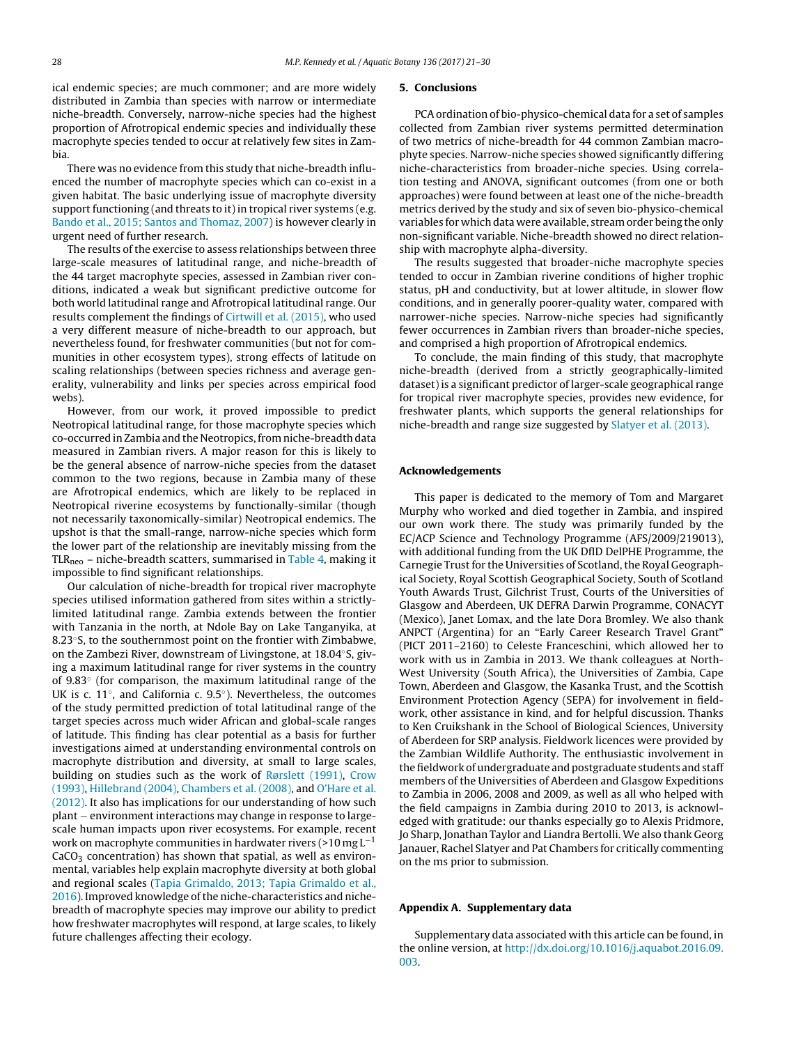ical endemic species; are much commoner; and are more widely distributed in Zambia than species with narrow or intermediate niche-breadth. Conversely, narrow-niche species had the highest proportion of Afrotropical endemic species and individually these macrophyte species tended to occur at relatively few sites in Zambia.

There was no evidence from this study that niche-breadth influenced the number of macrophyte species which can co-exist in a given habitat. The basic underlying issue of macrophyte diversity support functioning (and threats to it) in tropical river systems (e.g. Bando et al., 2015; Santos and Thomaz, 2007) is however clearly in urgent need of further research.

The results of the exercise to assess relationships between three large-scale measures of latitudinal range, and niche-breadth of the 44 target macrophyte species, assessed in Zambian river conditions, indicated a weak but significant predictive outcome for both world latitudinal range and Afrotropical latitudinal range. Our results complement the findings of Cirtwill et al. (2015), who used a very different measure of niche-breadth to our approach, but nevertheless found, for freshwater communities (but not for communities in other ecosystem types), strong effects of latitude on scaling relationships (between species richness and average generality, vulnerability and links per species across empirical food webs).

However, from our work, it proved impossible to predict Neotropical latitudinal range, for those macrophyte species which co-occurred in Zambia and the Neotropics, from niche-breadth data measured in Zambian rivers. A major reason for this is likely to be the general absence of narrow-niche species from the dataset common to the two regions, because in Zambia many of these are Afrotropical endemics, which are likely to be replaced in Neotropical riverine ecosystems by functionally-similar (though not necessarily taxonomically-similar) Neotropical endemics. The upshot is that the small-range, narrow-niche species which form the lower part of the relationship are inevitably missing from the $TLR_{neo}$ – niche-breadth scatters, summarised in Table 4, making it impossible to find significant relationships.

Our calculation of niche-breadth for tropical river macrophyte species utilised information gathered from sites within a strictly-limited latitudinal range. Zambia extends between the frontier with Tanzania in the north, at Ndole Bay on Lake Tanganyika, at 8.23°S, to the southernmost point on the frontier with Zimbabwe, on the Zambezi River, downstream of Livingstone, at 18.04°S, giving a maximum latitudinal range for river systems in the country of 9.83° (for comparison, the maximum latitudinal range of the UK is c. 11°, and California c. 9.5°). Nevertheless, the outcomes of the study permitted prediction of total latitudinal range of the target species across much wider African and global-scale ranges of latitude. This finding has clear potential as a basis for further investigations aimed at understanding environmental controls on macrophyte distribution and diversity, at small to large scales, building on studies such as the work of Rørslett (1991), Crow (1993), Hillebrand (2004), Chambers et al. (2008), and O'Hare et al. (2012). It also has implications for our understanding of how such plant – environment interactions may change in response to large-scale human impacts upon river ecosystems. For example, recent work on macrophyte communities in hardwater rivers (>10 mg $L^{-1}$ $CaCO_3$ concentration) has shown that spatial, as well as environmental, variables help explain macrophyte diversity at both global and regional scales (Tapia Grimaldo, 2013; Tapia Grimaldo et al., 2016). Improved knowledge of the niche-characteristics and niche-breadth of macrophyte species may improve our ability to predict how freshwater macrophytes will respond, at large scales, to likely future challenges affecting their ecology.

## 5. Conclusions

PCA ordination of bio-physico-chemical data for a set of samples collected from Zambian river systems permitted determination of two metrics of niche-breadth for 44 common Zambian macrophyte species. Narrow-niche species showed significantly differing niche-characteristics from broader-niche species. Using correlation testing and ANOVA, significant outcomes (from one or both approaches) were found between at least one of the niche-breadth metrics derived by the study and six of seven bio-physico-chemical variables for which data were available, stream order being the only non-significant variable. Niche-breadth showed no direct relationship with macrophyte alpha-diversity.

The results suggested that broader-niche macrophyte species tended to occur in Zambian riverine conditions of higher trophic status, pH and conductivity, but at lower altitude, in slower flow conditions, and in generally poorer-quality water, compared with narrower-niche species. Narrow-niche species had significantly fewer occurrences in Zambian rivers than broader-niche species, and comprised a high proportion of Afrotropical endemics.

To conclude, the main finding of this study, that macrophyte niche-breadth (derived from a strictly geographically-limited dataset) is a significant predictor of larger-scale geographical range for tropical river macrophyte species, provides new evidence, for freshwater plants, which supports the general relationships for niche-breadth and range size suggested by Slatyer et al. (2013).

## Acknowledgements

This paper is dedicated to the memory of Tom and Margaret Murphy who worked and died together in Zambia, and inspired our own work there. The study was primarily funded by the EC/ACP Science and Technology Programme (AFS/2009/219013), with additional funding from the UK DfID DelPHE Programme, the Carnegie Trust for the Universities of Scotland, the Royal Geographical Society, Royal Scottish Geographical Society, South of Scotland Youth Awards Trust, Gilchrist Trust, Courts of the Universities of Glasgow and Aberdeen, UK DEFRA Darwin Programme, CONACYT (Mexico), Janet Lomax, and the late Dora Bromley. We also thank ANPCT (Argentina) for an "Early Career Research Travel Grant" (PICT 2011–2160) to Celeste Franceschini, which allowed her to work with us in Zambia in 2013. We thank colleagues at North-West University (South Africa), the Universities of Zambia, Cape Town, Aberdeen and Glasgow, the Kasanka Trust, and the Scottish Environment Protection Agency (SEPA) for involvement in fieldwork, other assistance in kind, and for helpful discussion. Thanks to Ken Cruikshank in the School of Biological Sciences, University of Aberdeen for SRP analysis. Fieldwork licences were provided by the Zambian Wildlife Authority. The enthusiastic involvement in the fieldwork of undergraduate and postgraduate students and staff members of the Universities of Aberdeen and Glasgow Expeditions to Zambia in 2006, 2008 and 2009, as well as all who helped with the field campaigns in Zambia during 2010 to 2013, is acknowledged with gratitude: our thanks especially go to Alexis Pridmore, Jo Sharp, Jonathan Taylor and Liandra Bertolli. We also thank Georg Janauer, Rachel Slatyer and Pat Chambers for critically commenting on the ms prior to submission.

## Appendix A. Supplementary data

Supplementary data associated with this article can be found, in the online version, at http://dx.doi.org/10.1016/j.aquabot.2016.09.003.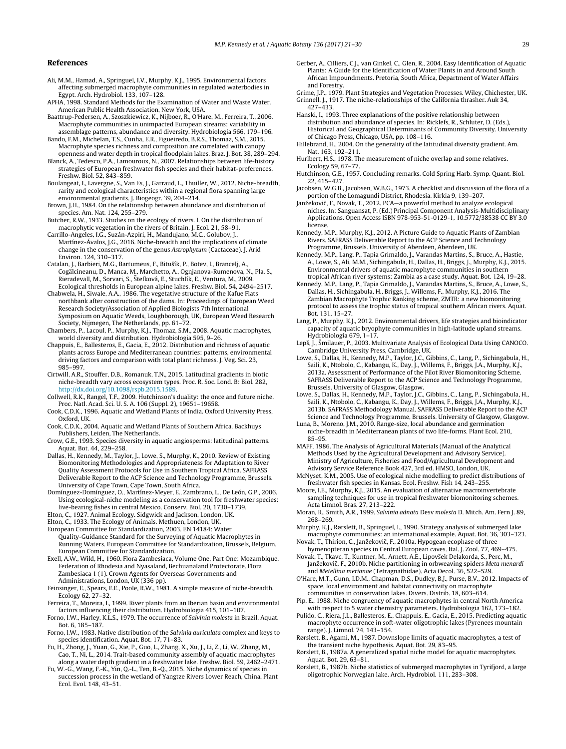## References

Ali, M.M., Hamad, A., Springuel, I.V., Murphy, K.J., 1995. Environmental factors affecting submerged macrophyte communities in regulated waterbodies in Egypt. Arch. Hydrobiol. 133, 107–128.

APHA, 1998. Standard Methods for the Examination of Water and Waste Water. American Public Health Association, New York, USA.

Baattrup-Pedersen, A., Szoszkiewicz, K., Nijboer, R., O'Hare, M., Ferreira, T., 2006. Macrophyte communities in unimpacted European streams: variability in assemblage patterns, abundance and diversity. Hydrobiologia 566, 179–196.

Bando, F.M., Michelan, T.S., Cunha, E.R., Figueiredo, B.R.S., Thomaz, S.M., 2015. Macrophyte species richness and composition are correlated with canopy openness and water depth in tropical floodplain lakes. Braz. J. Bot. 38, 289–294.

Blanck, A., Tedesco, P.A., Lamouroux, N., 2007. Relationships between life-history strategies of European freshwater fish species and their habitat-preferences. Freshw. Biol. 52, 843–859.

Boulangeat, I., Lavergne, S., Van Es, J., Garraud, L., Thuiller, W., 2012. Niche-breadth, rarity and ecological characteristics within a regional flora spanning large environmental gradients. J. Biogeogr. 39, 204–214.

Brown, J.H., 1984. On the relationship between abundance and distribution of species. Am. Nat. 124, 255–279.

Butcher, R.W., 1933. Studies on the ecology of rivers. I. On the distribution of macrophytic vegetation in the rivers of Britain. J. Ecol. 21, 58–91.

Carrillo-Angeles, I.G., Suzán-Azpiri, H., Mandujano, M.C., Golubov, J., Martínez-Ávalos, J.G., 2016. Niche-breadth and the implications of climate change in the conservation of the genus *Astrophytum* (Cactaceae). J. Arid Environ. 124, 310–317.

Catalan, J., Barbieri, M.G., Bartumeus, F., Bitušík, P., Botev, I., Brancelj, A., Cogălcineanu, D., Manca, M., Marchetto, A., Ognjanova-Rumenova, N., Pla, S., Rieradevall, M., Sorvari, S., Štefková, E., Stuchlík, E., Ventura, M., 2009. Ecological thresholds in European alpine lakes. Freshw. Biol. 54, 2494–2517.

Chabwela, H., Siwale, A.A., 1986. The vegetative structure of the Kafue Flats northbank after construction of the dams. In: Proceedings of European Weed Research Society/Association of Applied Biologists 7th International Symposium on Aquatic Weeds, Loughborough, UK, European Weed Research Society, Nijmegen, The Netherlands, pp. 61–72.

Chambers, P., Lacoul, P., Murphy, K.J., Thomaz, S.M., 2008. Aquatic macrophytes, world diversity and distribution. Hydrobiologia 595, 9–26.

Chappuis, E., Ballesteros, E., Gacia, E., 2012. Distribution and richness of aquatic plants across Europe and Mediterranean countries: patterns, environmental driving factors and comparison with total plant richness. J. Veg. Sci. 23, 985–997.

Cirtwill, A.R., Stouffer, D.B., Romanuk, T.N., 2015. Latitudinal gradients in biotic niche-breadth vary across ecosystem types. Proc. R. Soc. Lond. B: Biol. 282, http://dx.doi.org/10.1098/rspb.2015.1589.

Collwell, R.K., Rangel, T.F., 2009. Hutchinson's duality: the once and future niche. Proc. Natl. Acad. Sci. U. S. A. 106 (Suppl. 2), 19651–19658.

Cook, C.D.K., 1996. Aquatic and Wetland Plants of India. Oxford University Press, Oxford, UK.

Cook, C.D.K., 2004. Aquatic and Wetland Plants of Southern Africa. Backhuys Publishers, Leiden, The Netherlands.

Crow, G.E., 1993. Species diversity in aquatic angiosperms: latitudinal patterns. Aquat. Bot. 44, 229–258.

Dallas, H., Kennedy, M., Taylor, J., Lowe, S., Murphy, K., 2010. Review of Existing Biomonitoring Methodologies and Appropriateness for Adaptation to River Quality Assessment Protocols for Use in Southern Tropical Africa. SAFRASS Deliverable Report to the ACP Science and Technology Programme, Brussels. University of Cape Town, Cape Town, South Africa.

Domínguez-Domínguez, O., Martínez-Meyer, E., Zambrano, L., De León, G.P., 2006. Using ecological-niche modeling as a conservation tool for freshwater species: live-bearing fishes in central Mexico. Conserv. Biol. 20, 1730–1739.

Elton, C., 1927. Animal Ecology. Sidgwick and Jackson, London, UK.

Elton, C., 1933. The Ecology of Animals. Methuen, London, UK.

European Committee for Standardization, 2003. EN 14184: Water Quality-Guidance Standard for the Surveying of Aquatic Macrophytes in Running Waters. European Committee for Standardization, Brussels, Belgium. European Committee for Standardization.

Exell, A.W., Wild, H., 1960. Flora Zambesiaca, Volume One, Part One: Mozambique, Federation of Rhodesia and Nyasaland, Bechuanaland Protectorate. Flora Zambesiaca 1 (1). Crown Agents for Overseas Governments and Administrations, London, UK (336 pp).

Feinsinger, E., Spears, E.E., Poole, R.W., 1981. A simple measure of niche-breadth. Ecology 62, 27–32.

Ferreira, T., Moreira, I., 1999. River plants from an Iberian basin and environmental factors influencing their distribution. Hydrobiologia 415, 101–107.

Forno, I.W., Harley, K.L.S., 1979. The occurrence of *Salvinia molesta* in Brazil. Aquat. Bot. 6, 185–187.

Forno, I.W., 1983. Native distribution of the *Salvinia auriculata* complex and keys to species identification. Aquat. Bot. 17, 71–83.

Fu, H., Zhong, J., Yuan, G., Xie, P., Guo, L., Zhang, X., Xu, J., Li, Z., Li, W., Zhang, M., Cao, T., Ni, L., 2014. Trait-based community assembly of aquatic macrophytes along a water depth gradient in a freshwater lake. Freshw. Biol. 59, 2462–2471.

Fu, W.-G., Wang, F.-K., Yin, Q.-L., Ten, B.-Q., 2015. Niche dynamics of species in succession process in the wetland of Yangtze Rivers Lower Reach, China. Plant Ecol. Evol. 148, 43–51.

Gerber, A., Cilliers, C.J., van Ginkel, C., Glen, R., 2004. Easy Identification of Aquatic Plants: A Guide for the Identification of Water Plants in and Around South African Impoundments. Pretoria, South Africa, Department of Water Affairs and Forestry.

Grime, J.P., 1979. Plant Strategies and Vegetation Processes. Wiley, Chichester, UK.

Grinnell, J., 1917. The niche-relationships of the California thrasher. Auk 34, 427–433.

Hanski, I., 1993. Three explanations of the positive relationship between distribution and abundance of species. In: Ricklefs, R., Schluter, D. (Eds.), Historical and Geographical Determinants of Community Diversity. University of Chicago Press, Chicago, USA, pp. 108–116.

Hillebrand, H., 2004. On the generality of the latitudinal diversity gradient. Am. Nat. 163, 192–211.

Hurlbert, H.S., 1978. The measurement of niche overlap and some relatives. Ecology 59, 67–77.

Hutchinson, G.E., 1957. Concluding remarks. Cold Spring Harb. Symp. Quant. Biol. 22, 415–427.

Jacobsen, W.G.B., Jacobsen, W.B.G., 1973. A checklist and discussion of the flora of a portion of the Lomagundi District, Rhodesia. Kirkia 9, 139–207.

Janžekovič, F., Novak, T., 2012. PCA—a powerful method to analyze ecological niches. In: Sanguansat, P. (Ed.) Principal Component Analysis-Multidisciplinary Applications. Open Access ISBN 978-953-51-0129-1, 10.5772/38538 CC BY 3.0 license.

Kennedy, M.P., Murphy, K.J., 2012. A Picture Guide to Aquatic Plants of Zambian Rivers. SAFRASS Deliverable Report to the ACP Science and Technology Programme, Brussels. University of Aberdeen, Aberdeen, UK.

Kennedy, M.P., Lang, P., Tapia Grimaldo, J., Varandas Martins, S., Bruce, A., Hastie, A., Lowe, S., Ali, M.M., Sichingabula, H., Dallas, H., Briggs, J., Murphy, K.J., 2015. Environmental drivers of aquatic macrophyte communities in southern tropical African river systems: Zambia as a case study. Aquat. Bot. 124, 19–28.

Kennedy, M.P., Lang, P., Tapia Grimaldo, J., Varandas Martins, S., Bruce, A., Lowe, S., Dallas, H., Sichingabula, H., Briggs, J., Willems, F., Murphy, K.J., 2016. The Zambian Macrophyte Trophic Ranking scheme, ZMTR: a new biomonitoring protocol to assess the trophic status of tropical southern African rivers. Aquat. Bot. 131, 15–27.

Lang, P., Murphy, K.J., 2012. Environmental drivers, life strategies and bioindicator capacity of aquatic bryophyte communities in high-latitude upland streams. Hydrobiologia 679, 1–17.

Lepš, J., Šmilauer, P., 2003. Multivariate Analysis of Ecological Data Using CANOCO. Cambridge University Press, Cambridge, UK.

Lowe, S., Dallas, H., Kennedy, M.P., Taylor, J.C., Gibbins, C., Lang, P., Sichingabula, H., Saili, K., Ntobolo, C., Kabangu, K., Day, J., Willems, F., Briggs, J.A., Murphy, K.J., 2013a. Assessment of Performance of the Pilot River Biomonitoring Scheme. SAFRASS Deliverable Report to the ACP Science and Technology Programme, Brussels. University of Glasgow, Glasgow.

Lowe, S., Dallas, H., Kennedy, M.P., Taylor, J.C., Gibbins, C., Lang, P., Sichingabula, H., Saili, K., Ntobolo, C., Kabangu, K., Day, J., Willems, F., Briggs, J.A., Murphy, K.J., 2013b. SAFRASS Methodology Manual. SAFRASS Deliverable Report to the ACP Science and Technology Programme, Brussels. University of Glasgow, Glasgow.

Luna, B., Moreno, J.M., 2010. Range-size, local abundance and germination niche-breadth in Mediterranean plants of two life-forms. Plant Ecol. 210, 85–95.

MAFF, 1986. The Analysis of Agricultural Materials (Manual of the Analytical Methods Used by the Agricultural Development and Advisory Service). Ministry of Agriculture, Fisheries and Food/Agricultural Development and Advisory Service Reference Book 427, 3rd ed. HMSO, London, UK.

McNyset, K.M., 2005. Use of ecological niche modelling to predict distributions of freshwater fish species in Kansas. Ecol. Freshw. Fish 14, 243–255.

Moore, I.E., Murphy, K.J., 2015. An evaluation of alternative macroinvertebrate sampling techniques for use in tropical freshwater biomonitoring schemes. Acta Limnol. Bras. 27, 213–222.

Moran, R., Smith, A.R., 1999. *Salvinia adnata* Desv *molesta* D. Mitch. Am. Fern J. 89, 268–269.

Murphy, K.J., Rørslett, B., Springuel, I., 1990. Strategy analysis of submerged lake macrophyte communities: an international example. Aquat. Bot. 36, 303–323.

Novak, T., Thirion, C., Janžekovič, F., 2010a. Hypogean ecophase of three hymenopteran species in Central European caves. Ital. J. Zool. 77, 469–475.

Novak, T., Tkavc, T., Kuntner, M., Arnett, A.E., Lipovšek Delakorda, S., Perc, M., Janžekovič, F., 2010b. Niche partitioning in orbweaving spiders *Meta menardi* and *Metellina merianae* (Tetragnathidae). Acta Oecol. 36, 522–529.

O'Hare, M.T., Gunn, I.D.M., Chapman, D.S., Dudley, B.J., Purse, B.V., 2012. Impacts of space, local environment and habitat connectivity on macrophyte communities in conservation lakes. Divers. Distrib. 18, 603–614.

Pip, E., 1988. Niche congruency of aquatic macrophytes in central North America with respect to 5 water chemistry parameters. Hydrobiologia 162, 173–182.

Pulido, C., Riera, J.L., Ballesteros, E., Chappuis, E., Gacia, E., 2015. Predicting aquatic macrophyte occurrence in soft-water oligotrophic lakes (Pyrenees mountain range). J. Limnol. 74, 143–154.

Rørslett, B., Agami, M., 1987. Downslope limits of aquatic macrophytes, a test of the transient niche hypothesis. Aquat. Bot. 29, 83–95.

Rørslett, B., 1987a. A generalized spatial niche model for aquatic macrophytes. Aquat. Bot. 29, 63–81.

Rørslett, B., 1987b. Niche statistics of submerged macrophytes in Tyrifjord, a large oligotrophic Norwegian lake. Arch. Hydrobiol. 111, 283–308.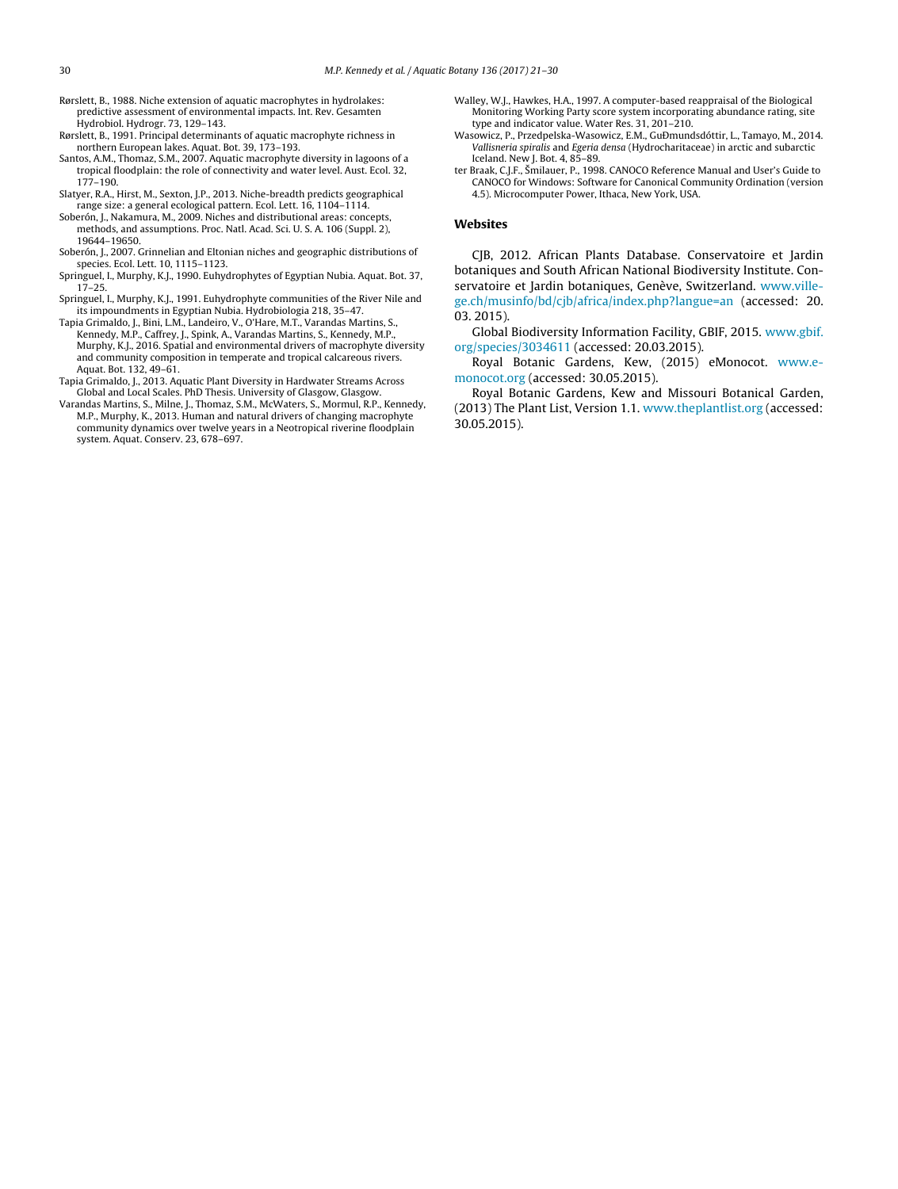Rørslett, B., 1988. Niche extension of aquatic macrophytes in hydrolakes: predictive assessment of environmental impacts. Int. Rev. Gesamten Hydrobiol. Hydrogr. 73, 129–143.

Rørslett, B., 1991. Principal determinants of aquatic macrophyte richness in northern European lakes. Aquat. Bot. 39, 173–193.

Santos, A.M., Thomaz, S.M., 2007. Aquatic macrophyte diversity in lagoons of a tropical floodplain: the role of connectivity and water level. Aust. Ecol. 32, 177–190.

Slatyer, R.A., Hirst, M., Sexton, J.P., 2013. Niche-breadth predicts geographical range size: a general ecological pattern. Ecol. Lett. 16, 1104–1114.

Soberón, J., Nakamura, M., 2009. Niches and distributional areas: concepts, methods, and assumptions. Proc. Natl. Acad. Sci. U. S. A. 106 (Suppl. 2), 19644–19650.

Soberón, J., 2007. Grinnelian and Eltonian niches and geographic distributions of species. Ecol. Lett. 10, 1115–1123.

Springuel, I., Murphy, K.J., 1990. Euhydrophytes of Egyptian Nubia. Aquat. Bot. 37, 17–25.

Springuel, I., Murphy, K.J., 1991. Euhydrophyte communities of the River Nile and its impoundments in Egyptian Nubia. Hydrobiologia 218, 35–47.

Tapia Grimaldo, J., Bini, L.M., Landeiro, V., O'Hare, M.T., Varandas Martins, S., Kennedy, M.P., Caffrey, J., Spink, A., Varandas Martins, S., Kennedy, M.P., Murphy, K.J., 2016. Spatial and environmental drivers of macrophyte diversity and community composition in temperate and tropical calcareous rivers. Aquat. Bot. 132, 49–61.

Tapia Grimaldo, J., 2013. Aquatic Plant Diversity in Hardwater Streams Across Global and Local Scales. PhD Thesis. University of Glasgow, Glasgow.

Varandas Martins, S., Milne, J., Thomaz, S.M., McWaters, S., Mormul, R.P., Kennedy, M.P., Murphy, K., 2013. Human and natural drivers of changing macrophyte community dynamics over twelve years in a Neotropical riverine floodplain system. Aquat. Conserv. 23, 678–697.

Walley, W.J., Hawkes, H.A., 1997. A computer-based reappraisal of the Biological Monitoring Working Party score system incorporating abundance rating, site type and indicator value. Water Res. 31, 201–210.

Wasowicz, P., Przedpelska-Wasowicz, E.M., GuÐmundsdóttir, L., Tamayo, M., 2014. *Vallisneria spiralis* and *Egeria densa* (Hydrocharitaceae) in arctic and subarctic Iceland. New J. Bot. 4, 85–89.

ter Braak, C.J.F., Šmilauer, P., 1998. CANOCO Reference Manual and User's Guide to CANOCO for Windows: Software for Canonical Community Ordination (version 4.5). Microcomputer Power, Ithaca, New York, USA.

## Websites

CJB, 2012. African Plants Database. Conservatoire et Jardin botaniques and South African National Biodiversity Institute. Conservatoire et Jardin botaniques, Genève, Switzerland. www.ville-ge.ch/musinfo/bd/cjb/africa/index.php?langue=an (accessed: 20. 03. 2015).

Global Biodiversity Information Facility, GBIF, 2015. www.gbif.org/species/3034611 (accessed: 20.03.2015).

Royal Botanic Gardens, Kew, (2015) eMonocot. www.e-monocot.org (accessed: 30.05.2015).

Royal Botanic Gardens, Kew and Missouri Botanical Garden, (2013) The Plant List, Version 1.1. www.theplantlist.org (accessed: 30.05.2015).